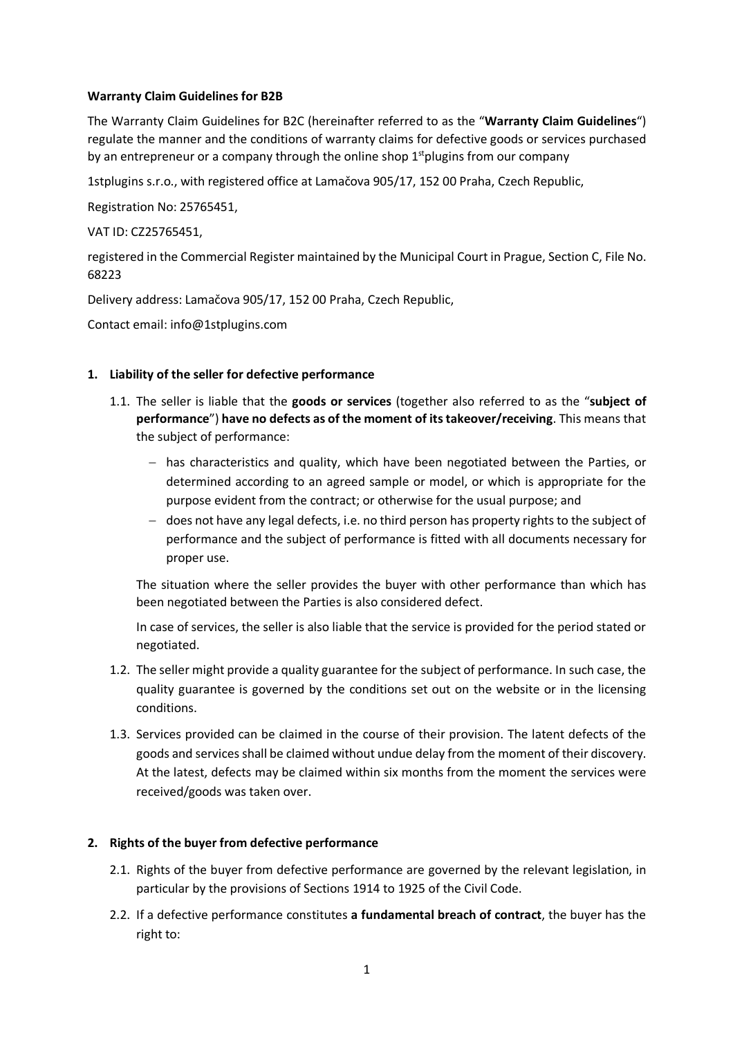**Warranty Claim Guidelines for B2B**

The Warranty Claim Guidelines for B2C (hereinafter referred to as the "**Warranty Claim Guidelines**") regulate the manner and the conditions of warranty claims for defective goods or services purchased by an entrepreneur or a company through the online shop 1stplugins from our company

1stplugins s.r.o., with registered office at Lamačova 905/17, 152 00 Praha, Czech Republic,

Registration No: 25765451,

VAT ID: CZ25765451,

registered in the Commercial Register maintained by the Municipal Court in Prague, Section C, File No. 68223

Delivery address: Lamačova 905/17, 152 00 Praha, Czech Republic,

Contact email: info@1stplugins.com

**1. Liability of the seller for defective performance**

1.1. The seller is liable that the **goods or services** (together also referred to as the "**subject of performance**") **have no defects as of the moment of its takeover/receiving**. This means that the subject of performance:

- has characteristics and quality, which have been negotiated between the Parties, or determined according to an agreed sample or model, or which is appropriate for the purpose evident from the contract; or otherwise for the usual purpose; and
- does not have any legal defects, i.e. no third person has property rights to the subject of performance and the subject of performance is fitted with all documents necessary for proper use.

The situation where the seller provides the buyer with other performance than which has been negotiated between the Parties is also considered defect.

In case of services, the seller is also liable that the service is provided for the period stated or negotiated.

1.2. The seller might provide a quality guarantee for the subject of performance. In such case, the quality guarantee is governed by the conditions set out on the website or in the licensing conditions.

1.3. Services provided can be claimed in the course of their provision. The latent defects of the goods and services shall be claimed without undue delay from the moment of their discovery. At the latest, defects may be claimed within six months from the moment the services were received/goods was taken over.

**2. Rights of the buyer from defective performance**

2.1. Rights of the buyer from defective performance are governed by the relevant legislation, in particular by the provisions of Sections 1914 to 1925 of the Civil Code.

2.2. If a defective performance constitutes **a fundamental breach of contract**, the buyer has the right to: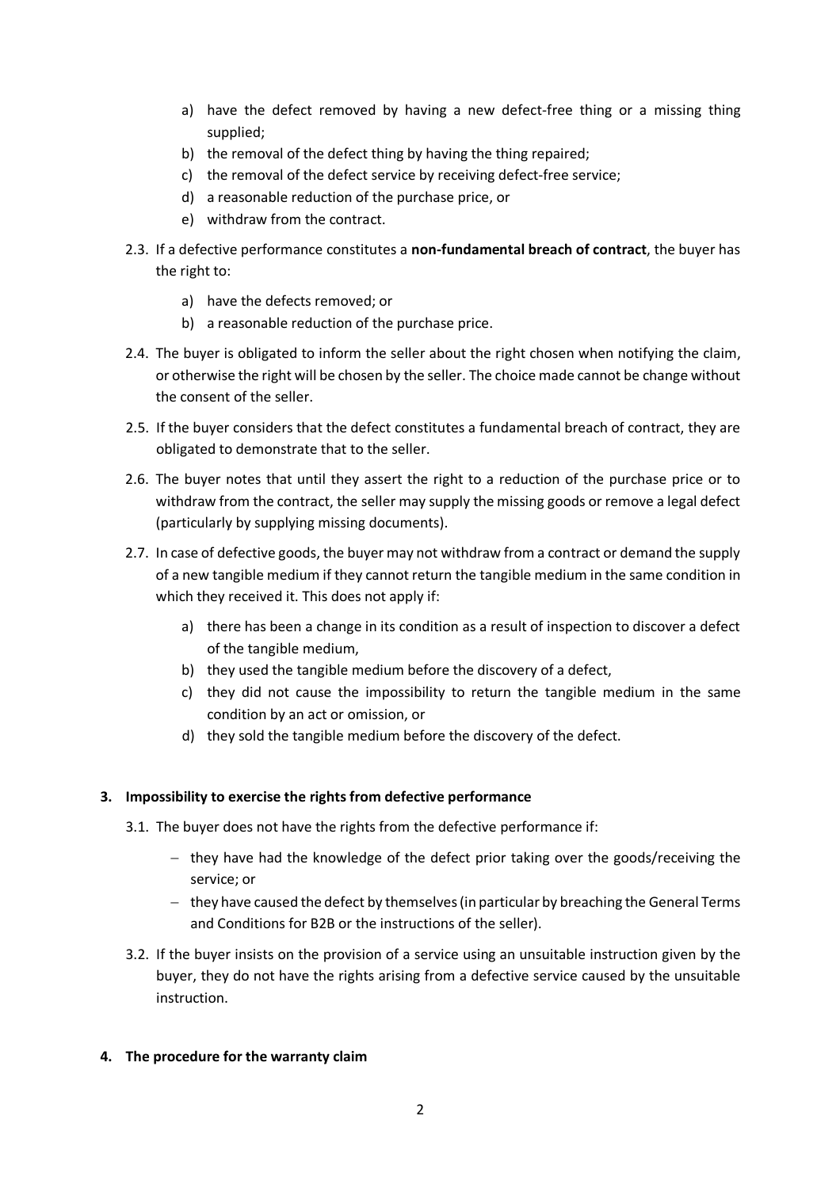a) have the defect removed by having a new defect-free thing or a missing thing supplied;
b) the removal of the defect thing by having the thing repaired;
c) the removal of the defect service by receiving defect-free service;
d) a reasonable reduction of the purchase price, or
e) withdraw from the contract.

2.3. If a defective performance constitutes a **non-fundamental breach of contract**, the buyer has the right to:

a) have the defects removed; or
b) a reasonable reduction of the purchase price.

2.4. The buyer is obligated to inform the seller about the right chosen when notifying the claim, or otherwise the right will be chosen by the seller. The choice made cannot be change without the consent of the seller.

2.5. If the buyer considers that the defect constitutes a fundamental breach of contract, they are obligated to demonstrate that to the seller.

2.6. The buyer notes that until they assert the right to a reduction of the purchase price or to withdraw from the contract, the seller may supply the missing goods or remove a legal defect (particularly by supplying missing documents).

2.7. In case of defective goods, the buyer may not withdraw from a contract or demand the supply of a new tangible medium if they cannot return the tangible medium in the same condition in which they received it. This does not apply if:

a) there has been a change in its condition as a result of inspection to discover a defect of the tangible medium,
b) they used the tangible medium before the discovery of a defect,
c) they did not cause the impossibility to return the tangible medium in the same condition by an act or omission, or
d) they sold the tangible medium before the discovery of the defect.

## 3. Impossibility to exercise the rights from defective performance

3.1. The buyer does not have the rights from the defective performance if:

- they have had the knowledge of the defect prior taking over the goods/receiving the service; or
- they have caused the defect by themselves (in particular by breaching the General Terms and Conditions for B2B or the instructions of the seller).

3.2. If the buyer insists on the provision of a service using an unsuitable instruction given by the buyer, they do not have the rights arising from a defective service caused by the unsuitable instruction.

## 4. The procedure for the warranty claim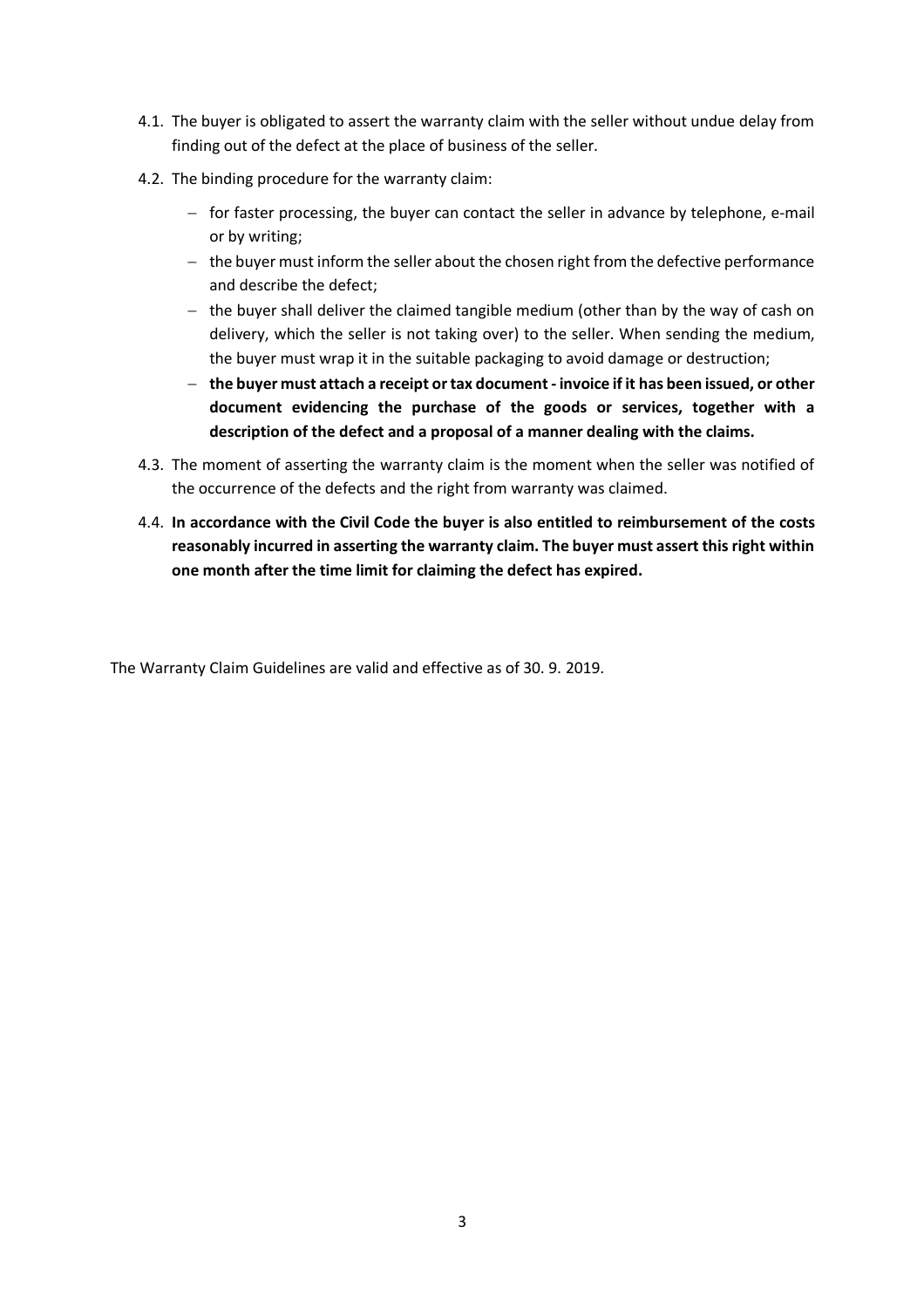4.1. The buyer is obligated to assert the warranty claim with the seller without undue delay from finding out of the defect at the place of business of the seller.

4.2. The binding procedure for the warranty claim:

- for faster processing, the buyer can contact the seller in advance by telephone, e-mail or by writing;
- the buyer must inform the seller about the chosen right from the defective performance and describe the defect;
- the buyer shall deliver the claimed tangible medium (other than by the way of cash on delivery, which the seller is not taking over) to the seller. When sending the medium, the buyer must wrap it in the suitable packaging to avoid damage or destruction;
- **the buyer must attach a receipt or tax document - invoice if it has been issued, or other document evidencing the purchase of the goods or services, together with a description of the defect and a proposal of a manner dealing with the claims.**

4.3. The moment of asserting the warranty claim is the moment when the seller was notified of the occurrence of the defects and the right from warranty was claimed.

4.4. **In accordance with the Civil Code the buyer is also entitled to reimbursement of the costs reasonably incurred in asserting the warranty claim. The buyer must assert this right within one month after the time limit for claiming the defect has expired.**

The Warranty Claim Guidelines are valid and effective as of 30. 9. 2019.